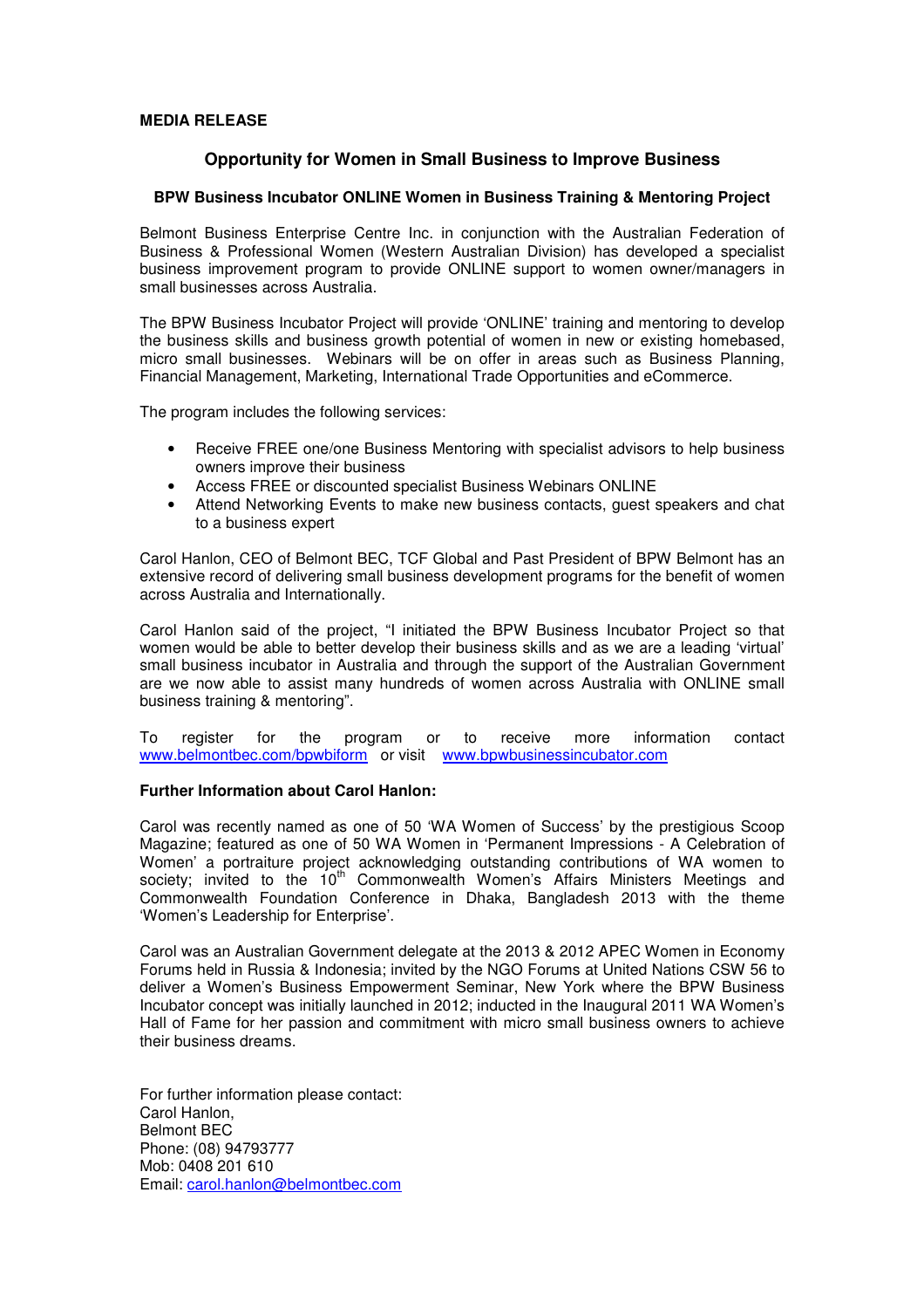**MEDIA RELEASE**

# Opportunity for Women in Small Business to Improve Business

### BPW Business Incubator ONLINE Women in Business Training & Mentoring Project

Belmont Business Enterprise Centre Inc. in conjunction with the Australian Federation of Business & Professional Women (Western Australian Division) has developed a specialist business improvement program to provide ONLINE support to women owner/managers in small businesses across Australia.

The BPW Business Incubator Project will provide 'ONLINE' training and mentoring to develop the business skills and business growth potential of women in new or existing homebased, micro small businesses. Webinars will be on offer in areas such as Business Planning, Financial Management, Marketing, International Trade Opportunities and eCommerce.

The program includes the following services:

- Receive FREE one/one Business Mentoring with specialist advisors to help business owners improve their business
- Access FREE or discounted specialist Business Webinars ONLINE
- Attend Networking Events to make new business contacts, guest speakers and chat to a business expert

Carol Hanlon, CEO of Belmont BEC, TCF Global and Past President of BPW Belmont has an extensive record of delivering small business development programs for the benefit of women across Australia and Internationally.

Carol Hanlon said of the project, "I initiated the BPW Business Incubator Project so that women would be able to better develop their business skills and as we are a leading 'virtual' small business incubator in Australia and through the support of the Australian Government are we now able to assist many hundreds of women across Australia with ONLINE small business training & mentoring".

To register for the program or to receive more information contact www.belmontbec.com/bpwbiform or visit www.bpwbusinessincubator.com

**Further Information about Carol Hanlon:**

Carol was recently named as one of 50 'WA Women of Success' by the prestigious Scoop Magazine; featured as one of 50 WA Women in 'Permanent Impressions - A Celebration of Women' a portraiture project acknowledging outstanding contributions of WA women to society; invited to the 10th Commonwealth Women's Affairs Ministers Meetings and Commonwealth Foundation Conference in Dhaka, Bangladesh 2013 with the theme 'Women's Leadership for Enterprise'.

Carol was an Australian Government delegate at the 2013 & 2012 APEC Women in Economy Forums held in Russia & Indonesia; invited by the NGO Forums at United Nations CSW 56 to deliver a Women's Business Empowerment Seminar, New York where the BPW Business Incubator concept was initially launched in 2012; inducted in the Inaugural 2011 WA Women's Hall of Fame for her passion and commitment with micro small business owners to achieve their business dreams.

For further information please contact:
Carol Hanlon,
Belmont BEC
Phone: (08) 94793777
Mob: 0408 201 610
Email: carol.hanlon@belmontbec.com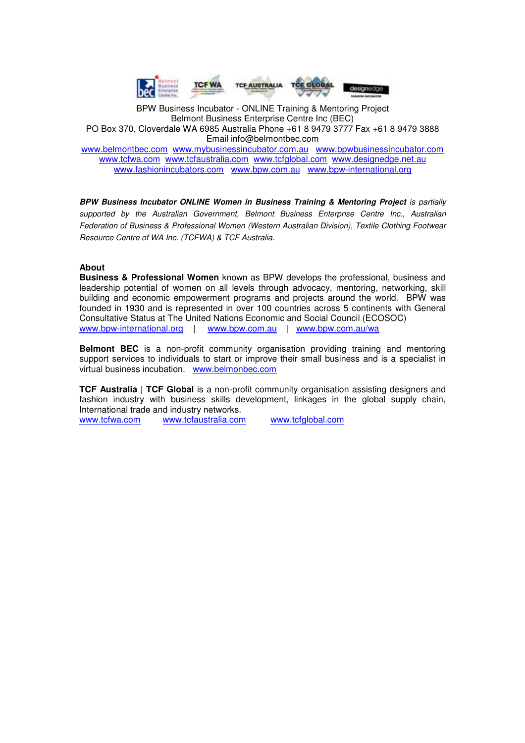BPW Business Incubator - ONLINE Training & Mentoring Project
Belmont Business Enterprise Centre Inc (BEC)
PO Box 370, Cloverdale WA 6985 Australia Phone +61 8 9479 3777 Fax +61 8 9479 3888
Email info@belmontbec.com
www.belmontbec.com www.mybusinessincubator.com.au www.bpwbusinessincubator.com
www.tcfwa.com www.tcfaustralia.com www.tcfglobal.com www.designedge.net.au
www.fashionincubators.com www.bpw.com.au www.bpw-international.org

***BPW Business Incubator ONLINE Women in Business Training & Mentoring Project** is partially supported by the Australian Government, Belmont Business Enterprise Centre Inc., Australian Federation of Business & Professional Women (Western Australian Division), Textile Clothing Footwear Resource Centre of WA Inc. (TCFWA) & TCF Australia.*

**About**

**Business & Professional Women** known as BPW develops the professional, business and leadership potential of women on all levels through advocacy, mentoring, networking, skill building and economic empowerment programs and projects around the world. BPW was founded in 1930 and is represented in over 100 countries across 5 continents with General Consultative Status at The United Nations Economic and Social Council (ECOSOC)
www.bpw-international.org | www.bpw.com.au | www.bpw.com.au/wa

**Belmont BEC** is a non-profit community organisation providing training and mentoring support services to individuals to start or improve their small business and is a specialist in virtual business incubation. www.belmonbec.com

**TCF Australia** | **TCF Global** is a non-profit community organisation assisting designers and fashion industry with business skills development, linkages in the global supply chain, International trade and industry networks.
www.tcfwa.com www.tcfaustralia.com www.tcfglobal.com